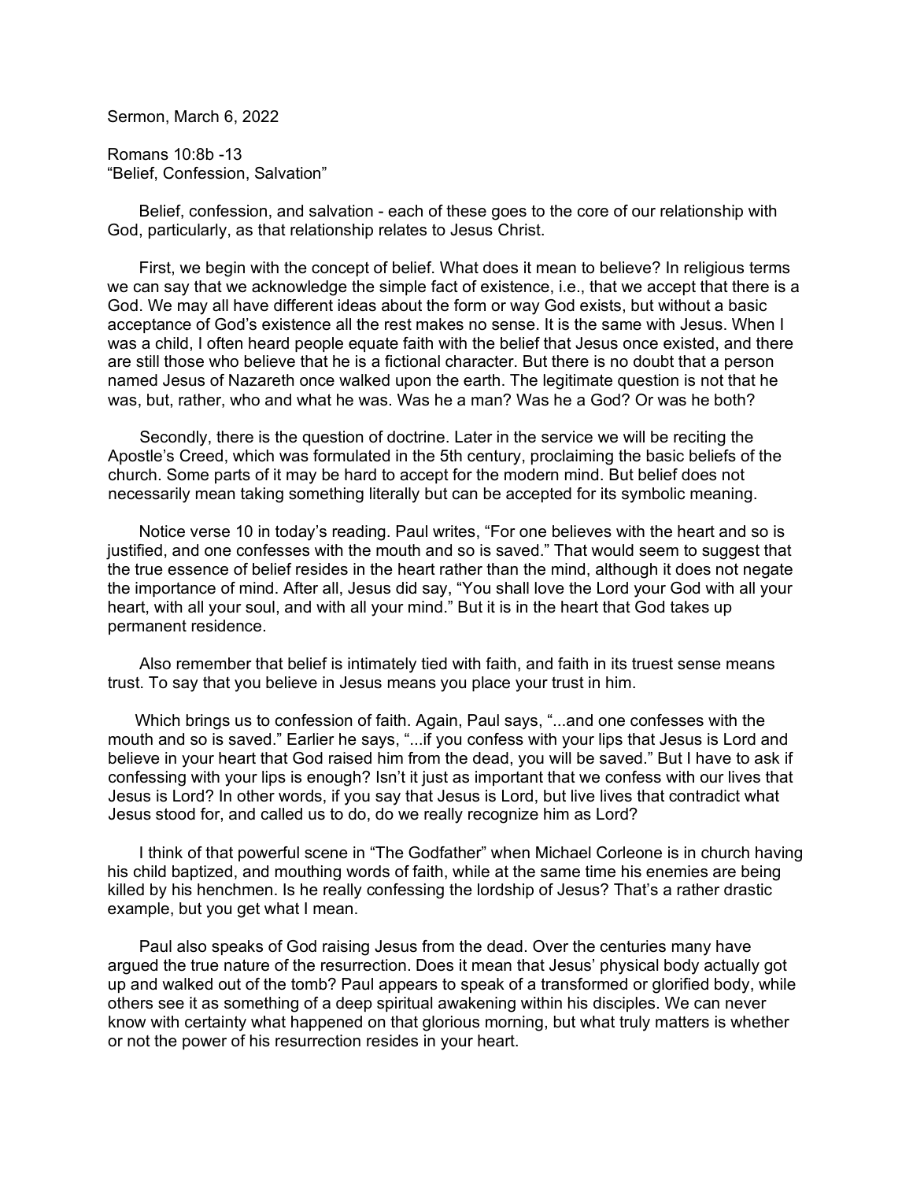Sermon, March 6, 2022

Romans 10:8b -13
"Belief, Confession, Salvation"

Belief, confession, and salvation - each of these goes to the core of our relationship with God, particularly, as that relationship relates to Jesus Christ.

First, we begin with the concept of belief. What does it mean to believe? In religious terms we can say that we acknowledge the simple fact of existence, i.e., that we accept that there is a God. We may all have different ideas about the form or way God exists, but without a basic acceptance of God's existence all the rest makes no sense. It is the same with Jesus. When I was a child, I often heard people equate faith with the belief that Jesus once existed, and there are still those who believe that he is a fictional character. But there is no doubt that a person named Jesus of Nazareth once walked upon the earth. The legitimate question is not that he was, but, rather, who and what he was. Was he a man? Was he a God? Or was he both?

Secondly, there is the question of doctrine. Later in the service we will be reciting the Apostle's Creed, which was formulated in the 5th century, proclaiming the basic beliefs of the church. Some parts of it may be hard to accept for the modern mind. But belief does not necessarily mean taking something literally but can be accepted for its symbolic meaning.

Notice verse 10 in today's reading. Paul writes, "For one believes with the heart and so is justified, and one confesses with the mouth and so is saved." That would seem to suggest that the true essence of belief resides in the heart rather than the mind, although it does not negate the importance of mind. After all, Jesus did say, "You shall love the Lord your God with all your heart, with all your soul, and with all your mind." But it is in the heart that God takes up permanent residence.

Also remember that belief is intimately tied with faith, and faith in its truest sense means trust. To say that you believe in Jesus means you place your trust in him.

Which brings us to confession of faith. Again, Paul says, "...and one confesses with the mouth and so is saved." Earlier he says, "...if you confess with your lips that Jesus is Lord and believe in your heart that God raised him from the dead, you will be saved." But I have to ask if confessing with your lips is enough? Isn't it just as important that we confess with our lives that Jesus is Lord? In other words, if you say that Jesus is Lord, but live lives that contradict what Jesus stood for, and called us to do, do we really recognize him as Lord?

I think of that powerful scene in "The Godfather" when Michael Corleone is in church having his child baptized, and mouthing words of faith, while at the same time his enemies are being killed by his henchmen. Is he really confessing the lordship of Jesus? That's a rather drastic example, but you get what I mean.

Paul also speaks of God raising Jesus from the dead. Over the centuries many have argued the true nature of the resurrection. Does it mean that Jesus' physical body actually got up and walked out of the tomb? Paul appears to speak of a transformed or glorified body, while others see it as something of a deep spiritual awakening within his disciples. We can never know with certainty what happened on that glorious morning, but what truly matters is whether or not the power of his resurrection resides in your heart.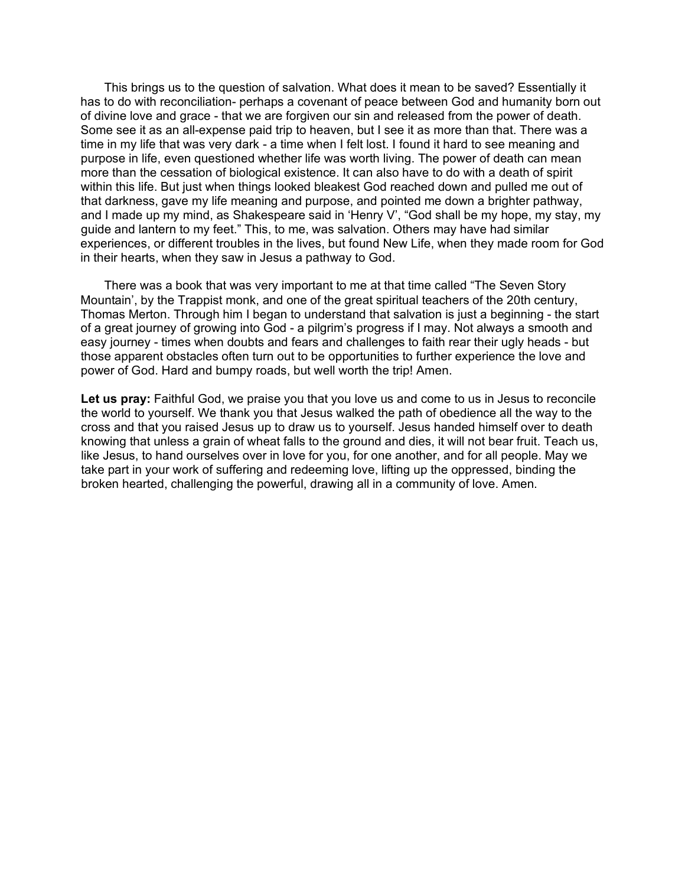This brings us to the question of salvation. What does it mean to be saved? Essentially it has to do with reconciliation- perhaps a covenant of peace between God and humanity born out of divine love and grace - that we are forgiven our sin and released from the power of death. Some see it as an all-expense paid trip to heaven, but I see it as more than that. There was a time in my life that was very dark - a time when I felt lost. I found it hard to see meaning and purpose in life, even questioned whether life was worth living. The power of death can mean more than the cessation of biological existence. It can also have to do with a death of spirit within this life. But just when things looked bleakest God reached down and pulled me out of that darkness, gave my life meaning and purpose, and pointed me down a brighter pathway, and I made up my mind, as Shakespeare said in 'Henry V', "God shall be my hope, my stay, my guide and lantern to my feet." This, to me, was salvation. Others may have had similar experiences, or different troubles in the lives, but found New Life, when they made room for God in their hearts, when they saw in Jesus a pathway to God.

There was a book that was very important to me at that time called "The Seven Story Mountain', by the Trappist monk, and one of the great spiritual teachers of the 20th century, Thomas Merton. Through him I began to understand that salvation is just a beginning - the start of a great journey of growing into God - a pilgrim's progress if I may. Not always a smooth and easy journey - times when doubts and fears and challenges to faith rear their ugly heads - but those apparent obstacles often turn out to be opportunities to further experience the love and power of God. Hard and bumpy roads, but well worth the trip! Amen.

**Let us pray:** Faithful God, we praise you that you love us and come to us in Jesus to reconcile the world to yourself. We thank you that Jesus walked the path of obedience all the way to the cross and that you raised Jesus up to draw us to yourself. Jesus handed himself over to death knowing that unless a grain of wheat falls to the ground and dies, it will not bear fruit. Teach us, like Jesus, to hand ourselves over in love for you, for one another, and for all people. May we take part in your work of suffering and redeeming love, lifting up the oppressed, binding the broken hearted, challenging the powerful, drawing all in a community of love. Amen.